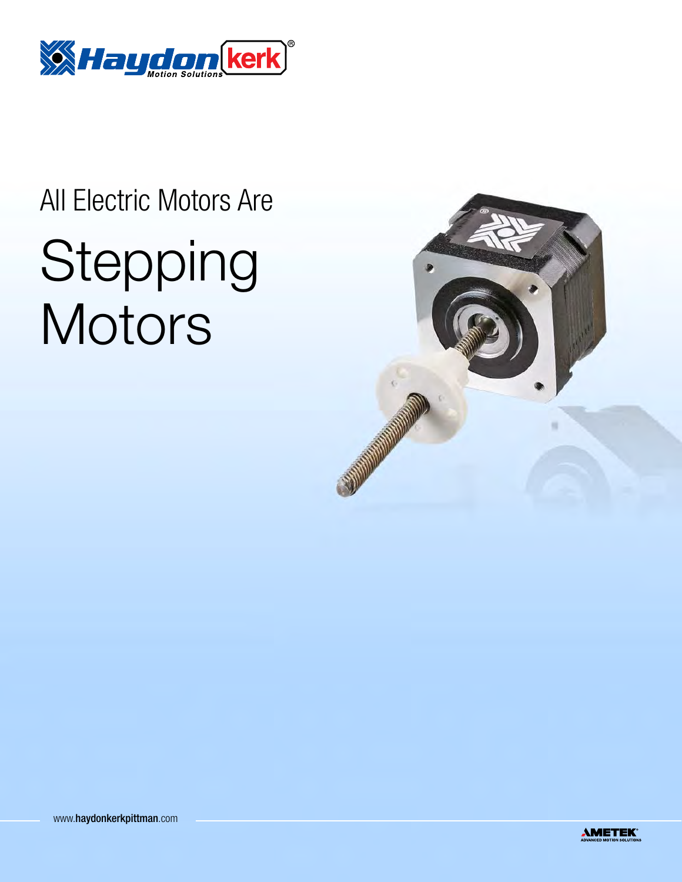Haydon kerk® Motion Solutions

# All Electric Motors Are

# Stepping Motors

www.haydonkerkpittman.com

AMETEK® ADVANCED MOTION SOLUTIONS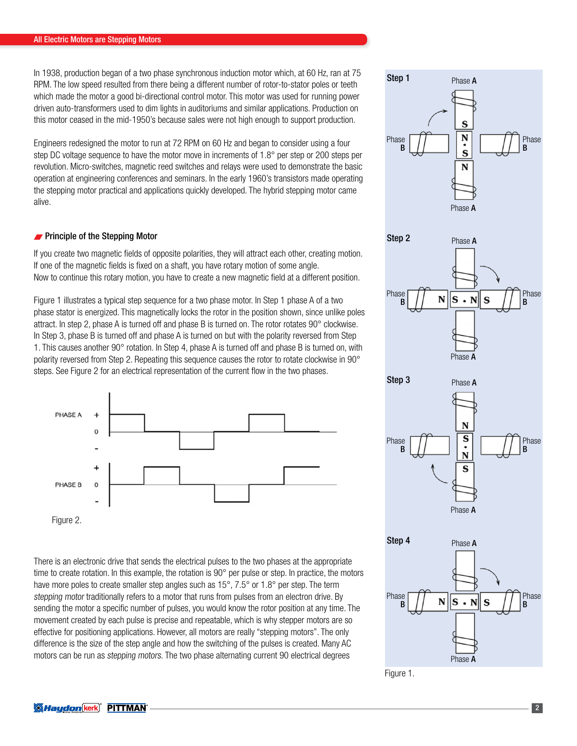In 1938, production began of a two phase synchronous induction motor which, at 60 Hz, ran at 75 RPM. The low speed resulted from there being a different number of rotor-to-stator poles or teeth which made the motor a good bi-directional control motor. This motor was used for running power driven auto-transformers used to dim lights in auditoriums and similar applications. Production on this motor ceased in the mid-1950's because sales were not high enough to support production.

Engineers redesigned the motor to run at 72 RPM on 60 Hz and began to consider using a four step DC voltage sequence to have the motor move in increments of 1.8° per step or 200 steps per revolution. Micro-switches, magnetic reed switches and relays were used to demonstrate the basic operation at engineering conferences and seminars. In the early 1960's transistors made operating the stepping motor practical and applications quickly developed. The hybrid stepping motor came alive.

## Principle of the Stepping Motor

If you create two magnetic fields of opposite polarities, they will attract each other, creating motion. If one of the magnetic fields is fixed on a shaft, you have rotary motion of some angle.
Now to continue this rotary motion, you have to create a new magnetic field at a different position.

Figure 1 illustrates a typical step sequence for a two phase motor. In Step 1 phase A of a two phase stator is energized. This magnetically locks the rotor in the position shown, since unlike poles attract. In step 2, phase A is turned off and phase B is turned on. The rotor rotates 90° clockwise. In Step 3, phase B is turned off and phase A is turned on but with the polarity reversed from Step 1. This causes another 90° rotation. In Step 4, phase A is turned off and phase B is turned on, with polarity reversed from Step 2. Repeating this sequence causes the rotor to rotate clockwise in 90° steps. See Figure 2 for an electrical representation of the current flow in the two phases.

Figure 2.

Figure 1.

There is an electronic drive that sends the electrical pulses to the two phases at the appropriate time to create rotation. In this example, the rotation is 90° per pulse or step. In practice, the motors have more poles to create smaller step angles such as 15°, 7.5° or 1.8° per step. The term *stepping motor* traditionally refers to a motor that runs from pulses from an electron drive. By sending the motor a specific number of pulses, you would know the rotor position at any time. The movement created by each pulse is precise and repeatable, which is why stepper motors are so effective for positioning applications. However, all motors are really "stepping motors". The only difference is the size of the step angle and how the switching of the pulses is created. Many AC motors can be run as *stepping motors.* The two phase alternating current 90 electrical degrees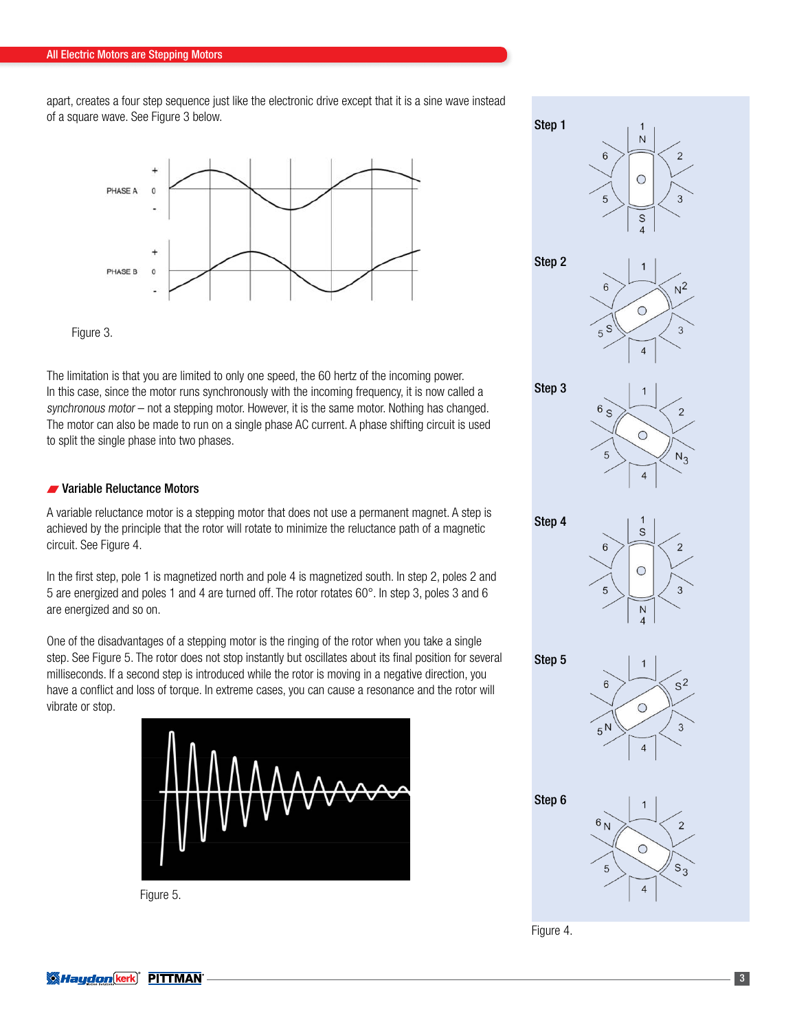apart, creates a four step sequence just like the electronic drive except that it is a sine wave instead of a square wave. See Figure 3 below.

Figure 3.

The limitation is that you are limited to only one speed, the 60 hertz of the incoming power. In this case, since the motor runs synchronously with the incoming frequency, it is now called a *synchronous motor* – not a stepping motor. However, it is the same motor. Nothing has changed. The motor can also be made to run on a single phase AC current. A phase shifting circuit is used to split the single phase into two phases.

## Variable Reluctance Motors

A variable reluctance motor is a stepping motor that does not use a permanent magnet. A step is achieved by the principle that the rotor will rotate to minimize the reluctance path of a magnetic circuit. See Figure 4.

In the first step, pole 1 is magnetized north and pole 4 is magnetized south. In step 2, poles 2 and 5 are energized and poles 1 and 4 are turned off. The rotor rotates 60°. In step 3, poles 3 and 6 are energized and so on.

One of the disadvantages of a stepping motor is the ringing of the rotor when you take a single step. See Figure 5. The rotor does not stop instantly but oscillates about its final position for several milliseconds. If a second step is introduced while the rotor is moving in a negative direction, you have a conflict and loss of torque. In extreme cases, you can cause a resonance and the rotor will vibrate or stop.

Figure 5.

Figure 4.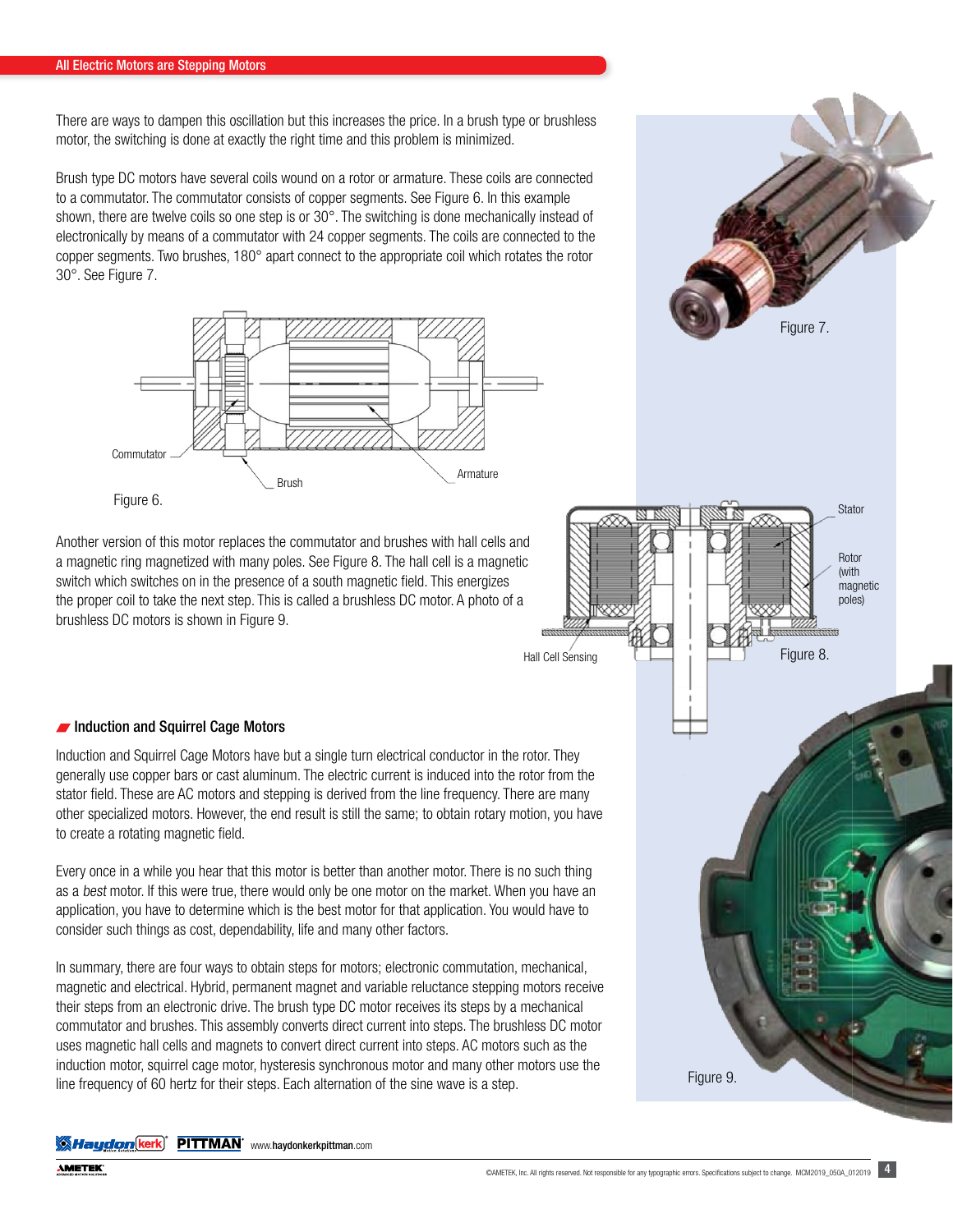There are ways to dampen this oscillation but this increases the price. In a brush type or brushless motor, the switching is done at exactly the right time and this problem is minimized.

Brush type DC motors have several coils wound on a rotor or armature. These coils are connected to a commutator. The commutator consists of copper segments. See Figure 6. In this example shown, there are twelve coils so one step is or 30°. The switching is done mechanically instead of electronically by means of a commutator with 24 copper segments. The coils are connected to the copper segments. Two brushes, 180° apart connect to the appropriate coil which rotates the rotor 30°. See Figure 7.

Commutator

Brush

Armature

Figure 6.

Figure 7.

Another version of this motor replaces the commutator and brushes with hall cells and a magnetic ring magnetized with many poles. See Figure 8. The hall cell is a magnetic switch which switches on in the presence of a south magnetic field. This energizes the proper coil to take the next step. This is called a brushless DC motor. A photo of a brushless DC motors is shown in Figure 9.

Stator

Rotor (with magnetic poles)

Hall Cell Sensing

Figure 8.

## Induction and Squirrel Cage Motors

Induction and Squirrel Cage Motors have but a single turn electrical conductor in the rotor. They generally use copper bars or cast aluminum. The electric current is induced into the rotor from the stator field. These are AC motors and stepping is derived from the line frequency. There are many other specialized motors. However, the end result is still the same; to obtain rotary motion, you have to create a rotating magnetic field.

Every once in a while you hear that this motor is better than another motor. There is no such thing as a *best* motor. If this were true, there would only be one motor on the market. When you have an application, you have to determine which is the best motor for that application. You would have to consider such things as cost, dependability, life and many other factors.

In summary, there are four ways to obtain steps for motors; electronic commutation, mechanical, magnetic and electrical. Hybrid, permanent magnet and variable reluctance stepping motors receive their steps from an electronic drive. The brush type DC motor receives its steps by a mechanical commutator and brushes. This assembly converts direct current into steps. The brushless DC motor uses magnetic hall cells and magnets to convert direct current into steps. AC motors such as the induction motor, squirrel cage motor, hysteresis synchronous motor and many other motors use the line frequency of 60 hertz for their steps. Each alternation of the sine wave is a step.

Figure 9.